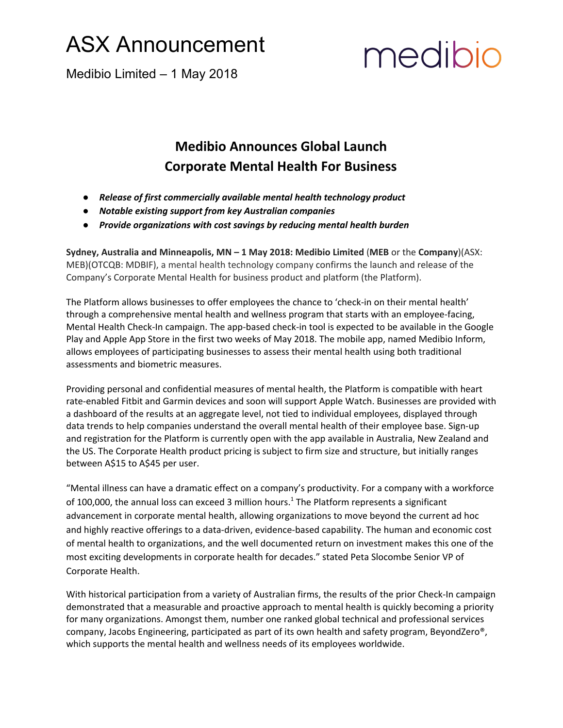# ASX Announcement

Medibio Limited – 1 May 2018

medibio

## Medibio Announces Global Launch Corporate Mental Health For Business

- ***Release of first commercially available mental health technology product***
- ***Notable existing support from key Australian companies***
- ***Provide organizations with cost savings by reducing mental health burden***

**Sydney, Australia and Minneapolis, MN – 1 May 2018: Medibio Limited** (**MEB** or the **Company**)(ASX: MEB)(OTCQB: MDBIF), a mental health technology company confirms the launch and release of the Company's Corporate Mental Health for business product and platform (the Platform).

The Platform allows businesses to offer employees the chance to 'check-in on their mental health' through a comprehensive mental health and wellness program that starts with an employee-facing, Mental Health Check-In campaign. The app-based check-in tool is expected to be available in the Google Play and Apple App Store in the first two weeks of May 2018. The mobile app, named Medibio Inform, allows employees of participating businesses to assess their mental health using both traditional assessments and biometric measures.

Providing personal and confidential measures of mental health, the Platform is compatible with heart rate-enabled Fitbit and Garmin devices and soon will support Apple Watch. Businesses are provided with a dashboard of the results at an aggregate level, not tied to individual employees, displayed through data trends to help companies understand the overall mental health of their employee base. Sign-up and registration for the Platform is currently open with the app available in Australia, New Zealand and the US. The Corporate Health product pricing is subject to firm size and structure, but initially ranges between A$15 to A$45 per user.

"Mental illness can have a dramatic effect on a company's productivity. For a company with a workforce of 100,000, the annual loss can exceed 3 million hours.[1] The Platform represents a significant advancement in corporate mental health, allowing organizations to move beyond the current ad hoc and highly reactive offerings to a data-driven, evidence-based capability. The human and economic cost of mental health to organizations, and the well documented return on investment makes this one of the most exciting developments in corporate health for decades." stated Peta Slocombe Senior VP of Corporate Health.

With historical participation from a variety of Australian firms, the results of the prior Check-In campaign demonstrated that a measurable and proactive approach to mental health is quickly becoming a priority for many organizations. Amongst them, number one ranked global technical and professional services company, Jacobs Engineering, participated as part of its own health and safety program, BeyondZero®, which supports the mental health and wellness needs of its employees worldwide.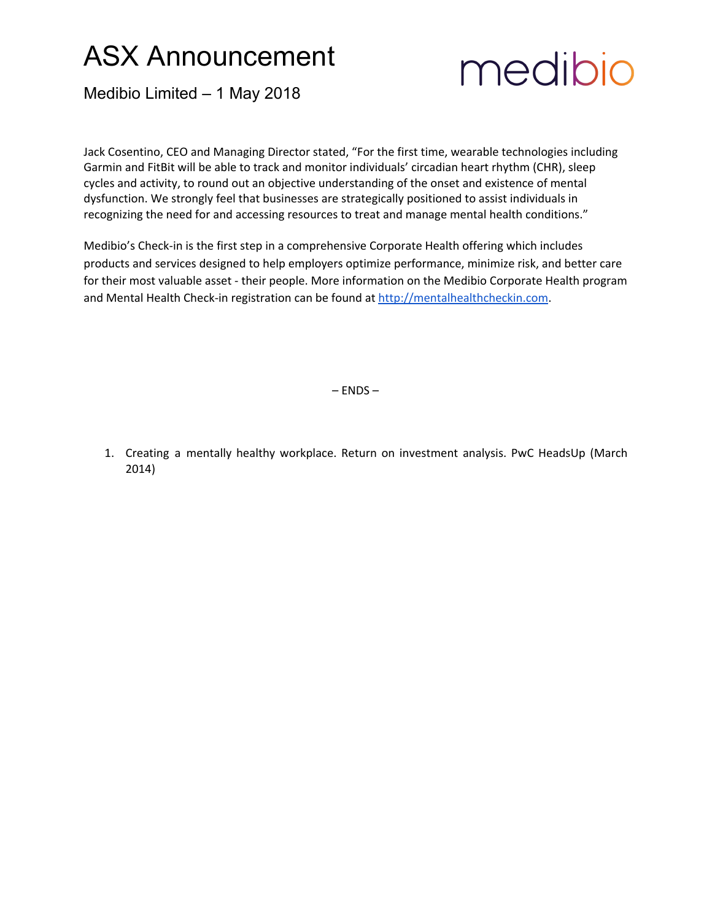Jack Cosentino, CEO and Managing Director stated, "For the first time, wearable technologies including Garmin and FitBit will be able to track and monitor individuals' circadian heart rhythm (CHR), sleep cycles and activity, to round out an objective understanding of the onset and existence of mental dysfunction. We strongly feel that businesses are strategically positioned to assist individuals in recognizing the need for and accessing resources to treat and manage mental health conditions."

Medibio's Check-in is the first step in a comprehensive Corporate Health offering which includes products and services designed to help employers optimize performance, minimize risk, and better care for their most valuable asset - their people. More information on the Medibio Corporate Health program and Mental Health Check-in registration can be found at [http://mentalhealthcheckin.com](http://mentalhealthcheckin.com).

– ENDS –

1. Creating a mentally healthy workplace. Return on investment analysis. PwC HeadsUp (March 2014)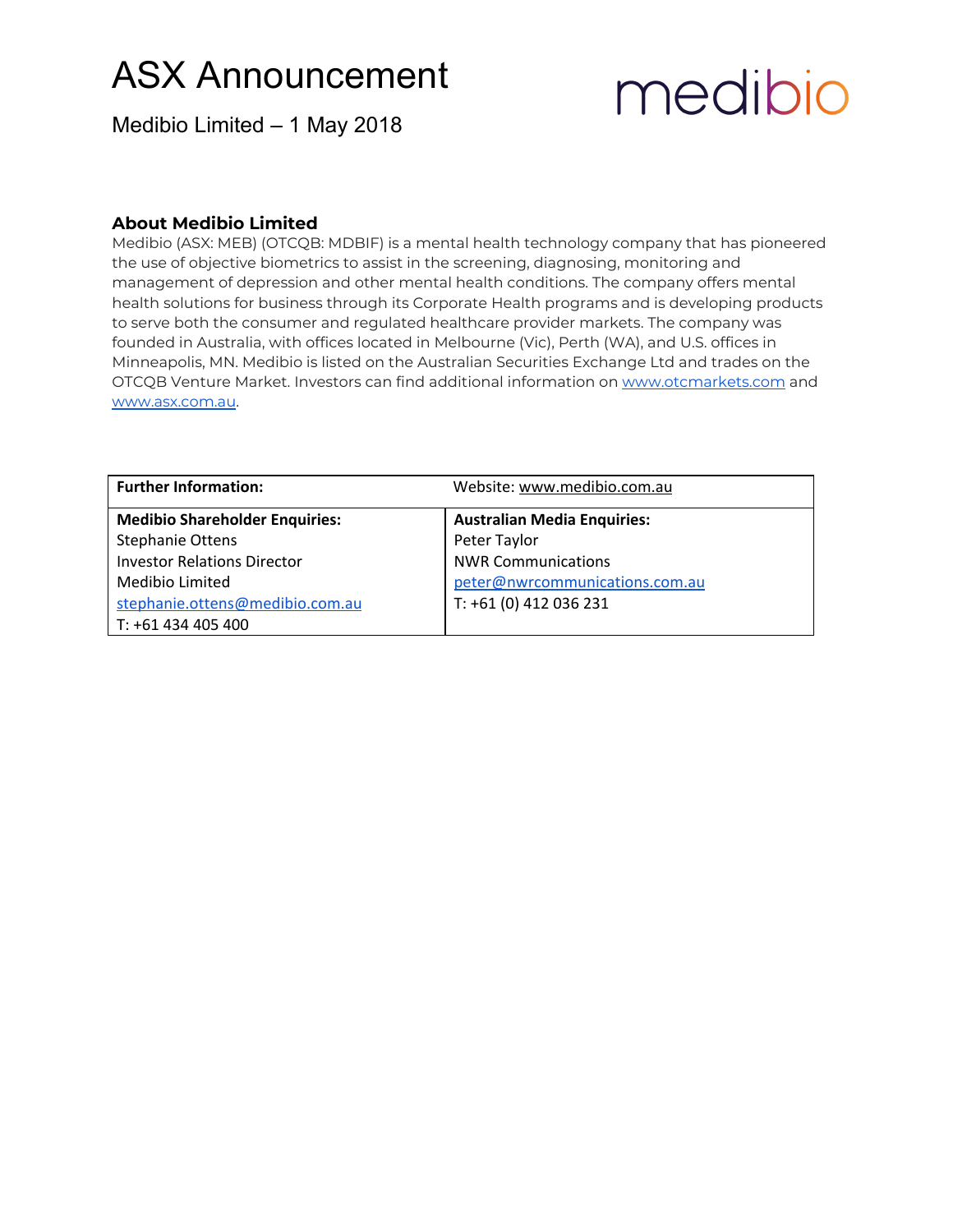## About Medibio Limited

Medibio (ASX: MEB) (OTCQB: MDBIF) is a mental health technology company that has pioneered the use of objective biometrics to assist in the screening, diagnosing, monitoring and management of depression and other mental health conditions. The company offers mental health solutions for business through its Corporate Health programs and is developing products to serve both the consumer and regulated healthcare provider markets. The company was founded in Australia, with offices located in Melbourne (Vic), Perth (WA), and U.S. offices in Minneapolis, MN. Medibio is listed on the Australian Securities Exchange Ltd and trades on the OTCQB Venture Market. Investors can find additional information on www.otcmarkets.com and www.asx.com.au.

| **Further Information:** | Website: www.medibio.com.au |
|---|---|
| **Medibio Shareholder Enquiries:**<br>Stephanie Ottens<br>Investor Relations Director<br>Medibio Limited<br>stephanie.ottens@medibio.com.au<br>T: +61 434 405 400 | **Australian Media Enquiries:**<br>Peter Taylor<br>NWR Communications<br>peter@nwrcommunications.com.au<br>T: +61 (0) 412 036 231 |